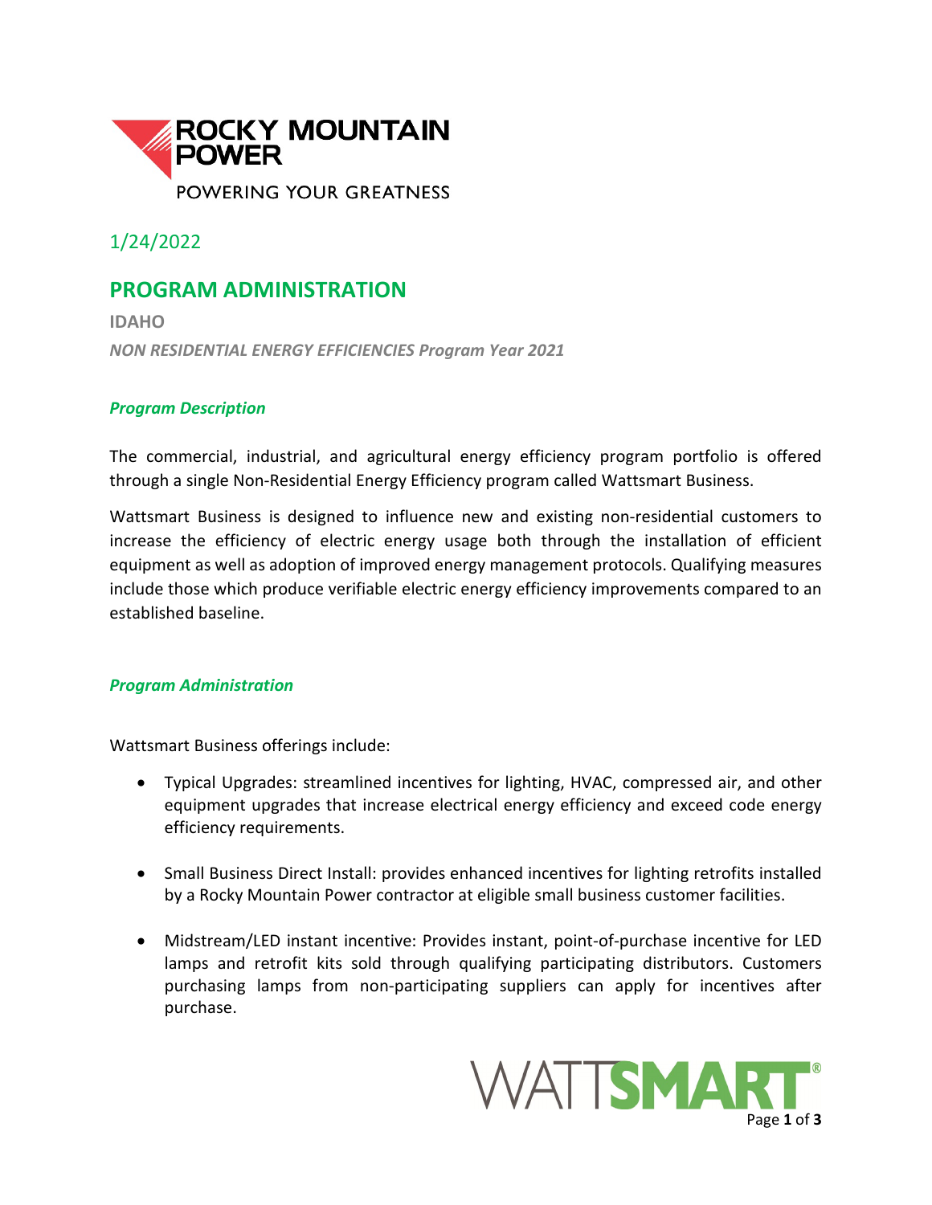ROCKY MOUNTAIN POWER

POWERING YOUR GREATNESS

1/24/2022

# PROGRAM ADMINISTRATION

**IDAHO**

***NON RESIDENTIAL ENERGY EFFICIENCIES Program Year 2021***

### *Program Description*

The commercial, industrial, and agricultural energy efficiency program portfolio is offered through a single Non-Residential Energy Efficiency program called Wattsmart Business.

Wattsmart Business is designed to influence new and existing non-residential customers to increase the efficiency of electric energy usage both through the installation of efficient equipment as well as adoption of improved energy management protocols. Qualifying measures include those which produce verifiable electric energy efficiency improvements compared to an established baseline.

### *Program Administration*

Wattsmart Business offerings include:

- Typical Upgrades: streamlined incentives for lighting, HVAC, compressed air, and other equipment upgrades that increase electrical energy efficiency and exceed code energy efficiency requirements.
- Small Business Direct Install: provides enhanced incentives for lighting retrofits installed by a Rocky Mountain Power contractor at eligible small business customer facilities.
- Midstream/LED instant incentive: Provides instant, point-of-purchase incentive for LED lamps and retrofit kits sold through qualifying participating distributors. Customers purchasing lamps from non-participating suppliers can apply for incentives after purchase.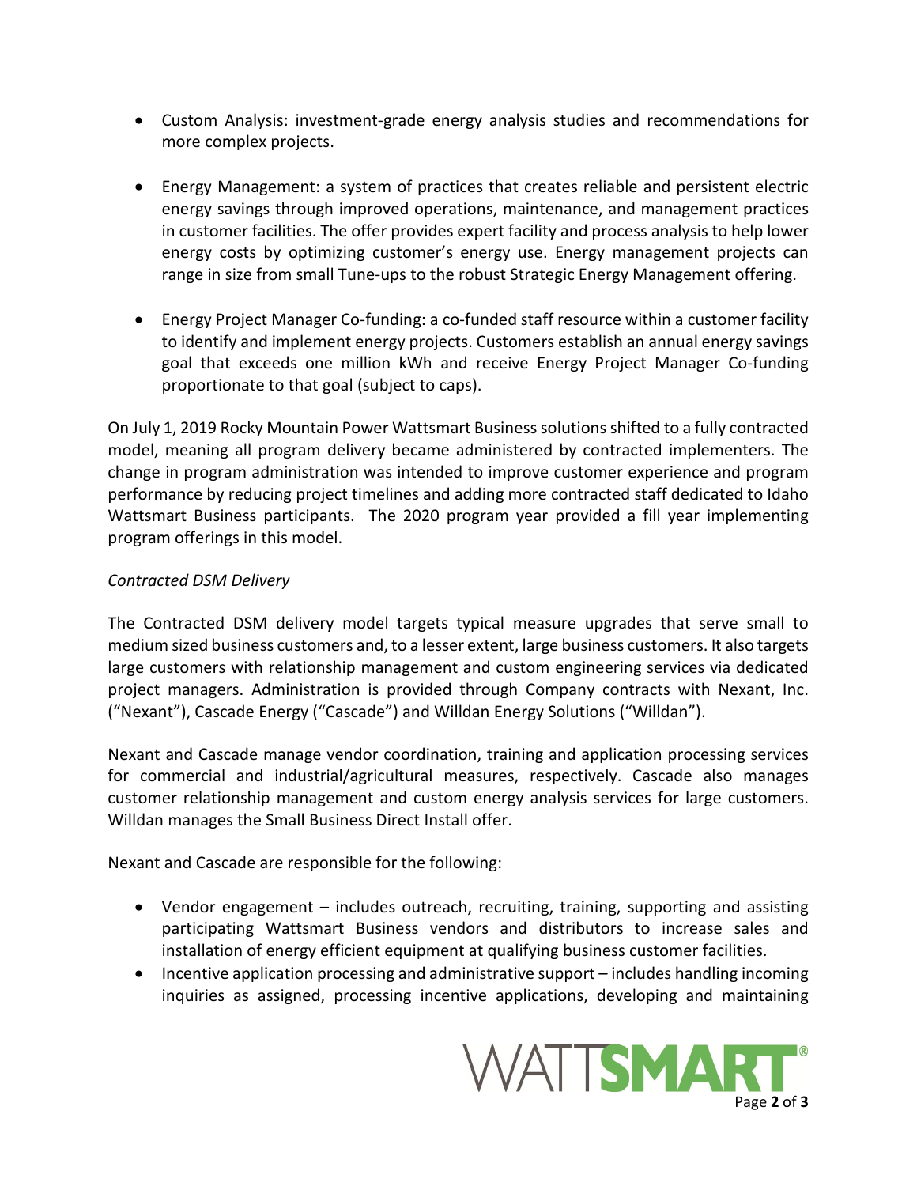- Custom Analysis: investment-grade energy analysis studies and recommendations for more complex projects.

- Energy Management: a system of practices that creates reliable and persistent electric energy savings through improved operations, maintenance, and management practices in customer facilities. The offer provides expert facility and process analysis to help lower energy costs by optimizing customer's energy use. Energy management projects can range in size from small Tune-ups to the robust Strategic Energy Management offering.

- Energy Project Manager Co-funding: a co-funded staff resource within a customer facility to identify and implement energy projects. Customers establish an annual energy savings goal that exceeds one million kWh and receive Energy Project Manager Co-funding proportionate to that goal (subject to caps).

On July 1, 2019 Rocky Mountain Power Wattsmart Business solutions shifted to a fully contracted model, meaning all program delivery became administered by contracted implementers. The change in program administration was intended to improve customer experience and program performance by reducing project timelines and adding more contracted staff dedicated to Idaho Wattsmart Business participants. The 2020 program year provided a fill year implementing program offerings in this model.

*Contracted DSM Delivery*

The Contracted DSM delivery model targets typical measure upgrades that serve small to medium sized business customers and, to a lesser extent, large business customers. It also targets large customers with relationship management and custom engineering services via dedicated project managers. Administration is provided through Company contracts with Nexant, Inc. ("Nexant"), Cascade Energy ("Cascade") and Willdan Energy Solutions ("Willdan").

Nexant and Cascade manage vendor coordination, training and application processing services for commercial and industrial/agricultural measures, respectively. Cascade also manages customer relationship management and custom energy analysis services for large customers. Willdan manages the Small Business Direct Install offer.

Nexant and Cascade are responsible for the following:

- Vendor engagement – includes outreach, recruiting, training, supporting and assisting participating Wattsmart Business vendors and distributors to increase sales and installation of energy efficient equipment at qualifying business customer facilities.
- Incentive application processing and administrative support – includes handling incoming inquiries as assigned, processing incentive applications, developing and maintaining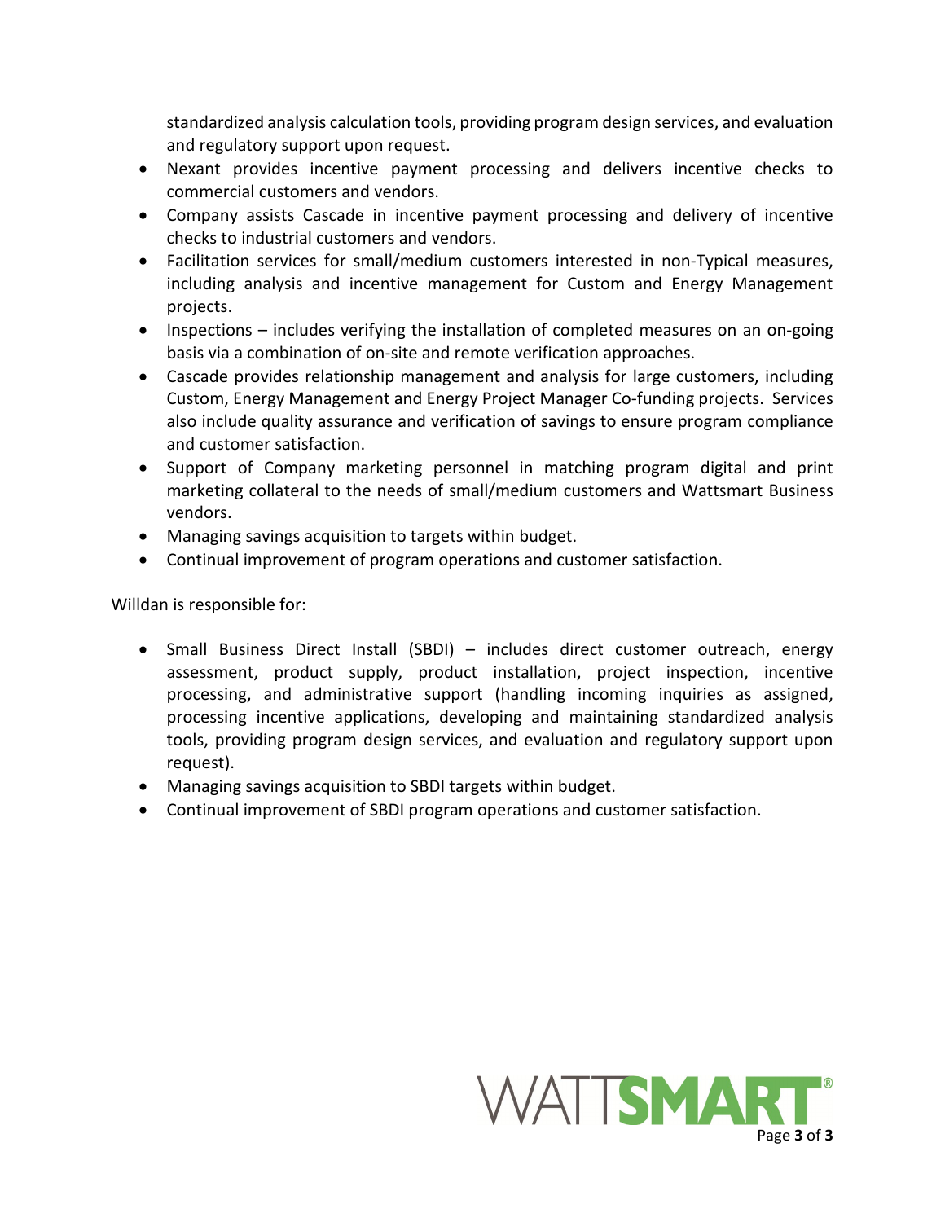standardized analysis calculation tools, providing program design services, and evaluation and regulatory support upon request.

- Nexant provides incentive payment processing and delivers incentive checks to commercial customers and vendors.
- Company assists Cascade in incentive payment processing and delivery of incentive checks to industrial customers and vendors.
- Facilitation services for small/medium customers interested in non-Typical measures, including analysis and incentive management for Custom and Energy Management projects.
- Inspections – includes verifying the installation of completed measures on an on-going basis via a combination of on-site and remote verification approaches.
- Cascade provides relationship management and analysis for large customers, including Custom, Energy Management and Energy Project Manager Co-funding projects. Services also include quality assurance and verification of savings to ensure program compliance and customer satisfaction.
- Support of Company marketing personnel in matching program digital and print marketing collateral to the needs of small/medium customers and Wattsmart Business vendors.
- Managing savings acquisition to targets within budget.
- Continual improvement of program operations and customer satisfaction.

Willdan is responsible for:

- Small Business Direct Install (SBDI) – includes direct customer outreach, energy assessment, product supply, product installation, project inspection, incentive processing, and administrative support (handling incoming inquiries as assigned, processing incentive applications, developing and maintaining standardized analysis tools, providing program design services, and evaluation and regulatory support upon request).
- Managing savings acquisition to SBDI targets within budget.
- Continual improvement of SBDI program operations and customer satisfaction.